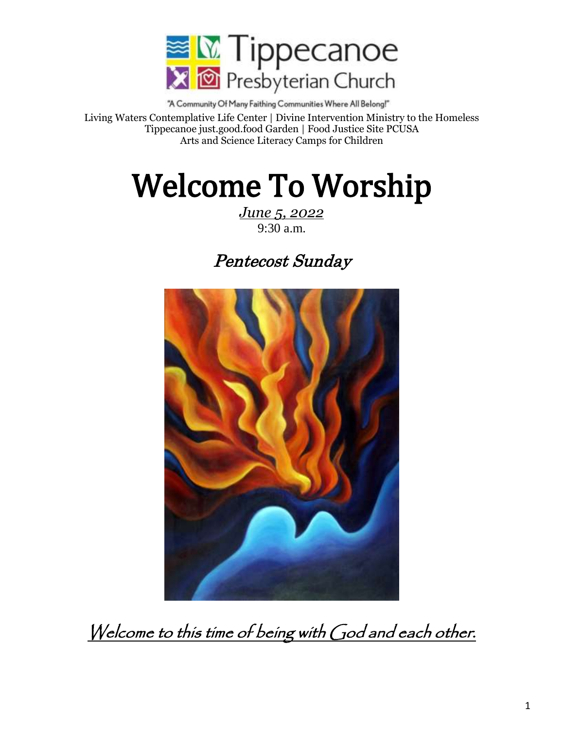Tippecanoe Presbyterian Church

"A Community Of Many Faithing Communities Where All Belong!"

Living Waters Contemplative Life Center | Divine Intervention Ministry to the Homeless
Tippecanoe just.good.food Garden | Food Justice Site PCUSA
Arts and Science Literacy Camps for Children

# Welcome To Worship

*June 5, 2022*
9:30 a.m.

## *Pentecost Sunday*

*Welcome to this time of being with God and each other.*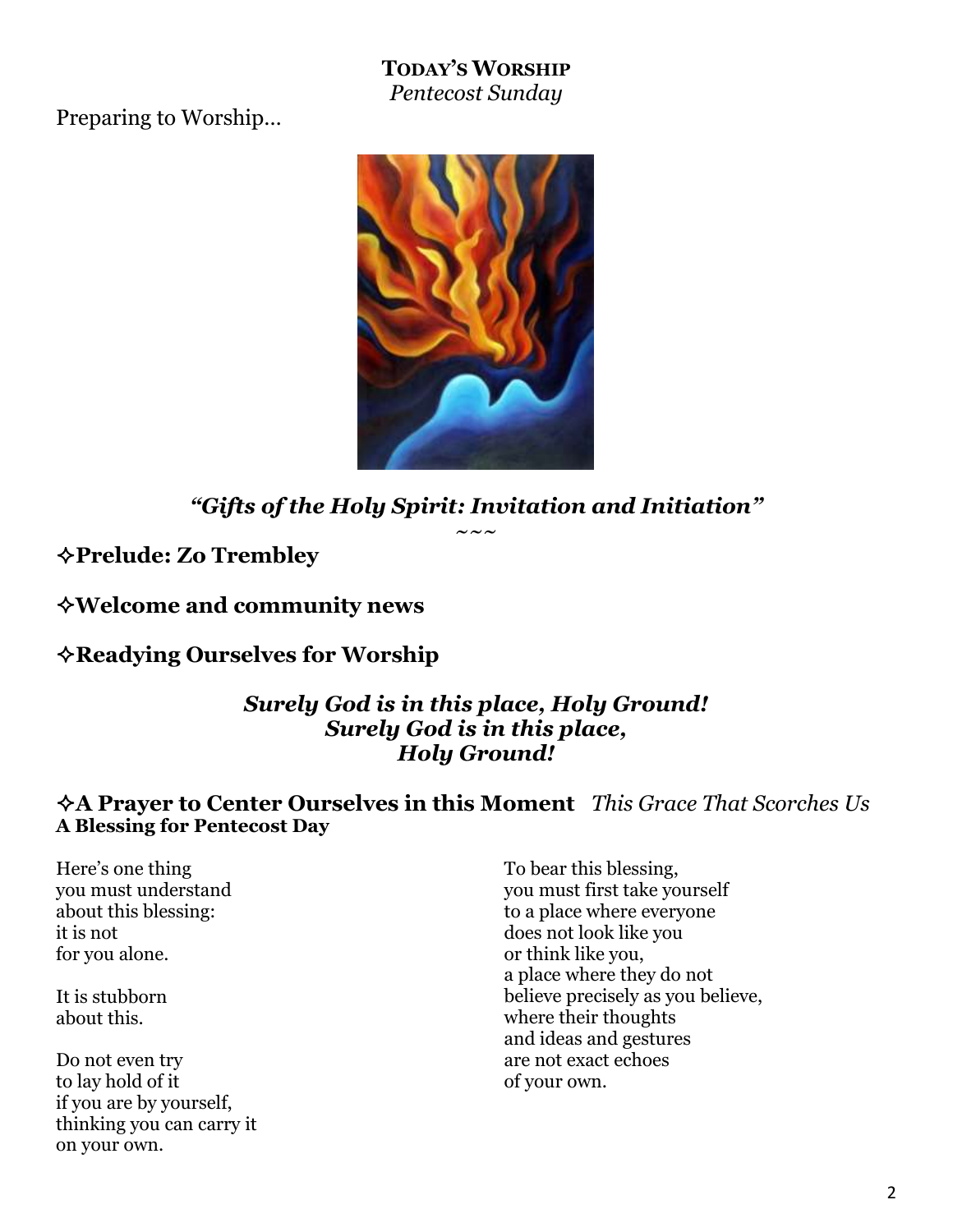**TODAY'S WORSHIP**
*Pentecost Sunday*

Preparing to Worship…

***"Gifts of the Holy Spirit: Invitation and Initiation"***

~~~

### ✧Prelude: Zo Trembley

### ✧Welcome and community news

### ✧Readying Ourselves for Worship

***Surely God is in this place, Holy Ground!***
***Surely God is in this place,***
***Holy Ground!***

### ✧A Prayer to Center Ourselves in this Moment *This Grace That Scorches Us*

**A Blessing for Pentecost Day**

Here's one thing
you must understand
about this blessing:
it is not
for you alone.

It is stubborn
about this.

Do not even try
to lay hold of it
if you are by yourself,
thinking you can carry it
on your own.

To bear this blessing,
you must first take yourself
to a place where everyone
does not look like you
or think like you,
a place where they do not
believe precisely as you believe,
where their thoughts
and ideas and gestures
are not exact echoes
of your own.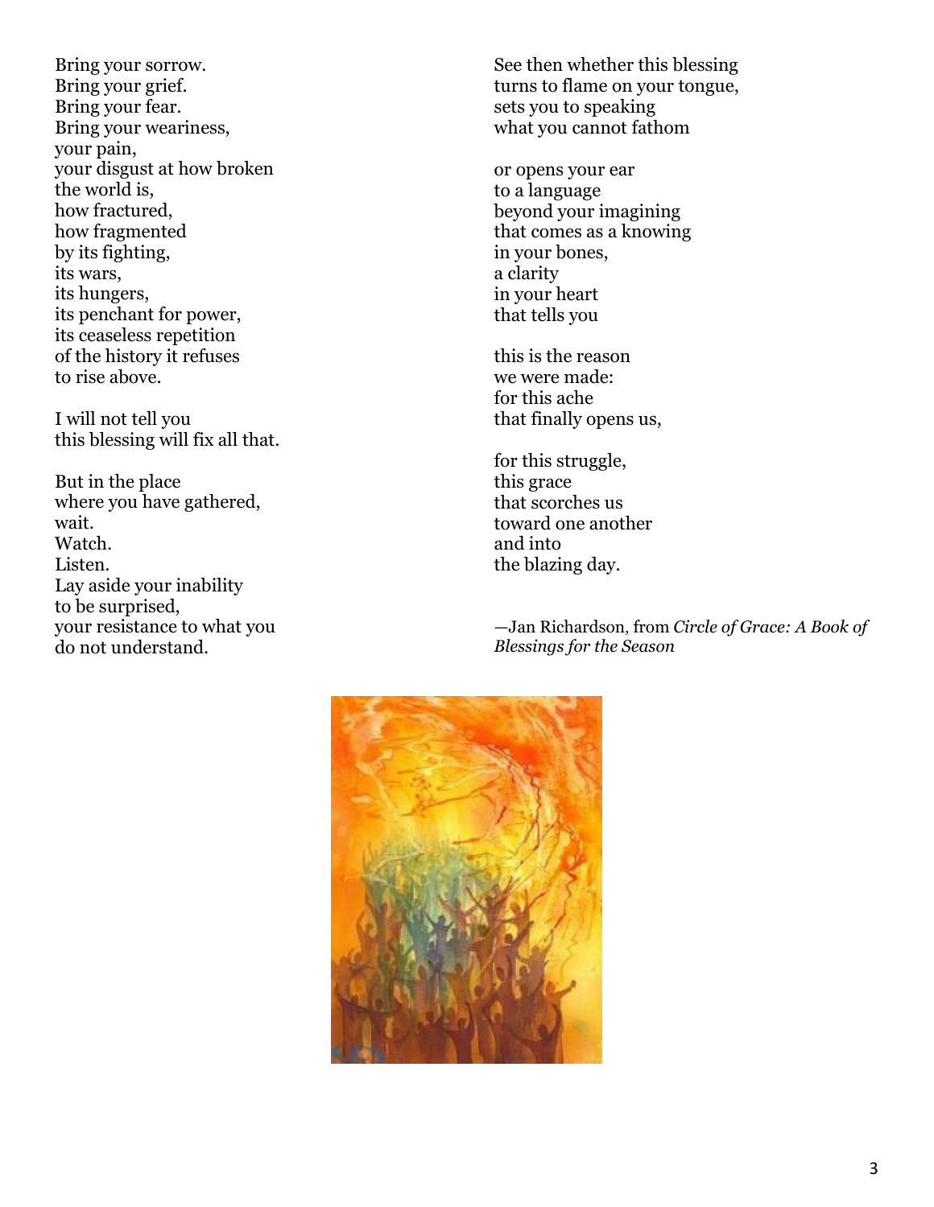Bring your sorrow.  
Bring your grief.  
Bring your fear.  
Bring your weariness,  
your pain,  
your disgust at how broken  
the world is,  
how fractured,  
how fragmented  
by its fighting,  
its wars,  
its hungers,  
its penchant for power,  
its ceaseless repetition  
of the history it refuses  
to rise above.

I will not tell you  
this blessing will fix all that.

But in the place  
where you have gathered,  
wait.  
Watch.  
Listen.  
Lay aside your inability  
to be surprised,  
your resistance to what you  
do not understand.

See then whether this blessing  
turns to flame on your tongue,  
sets you to speaking  
what you cannot fathom

or opens your ear  
to a language  
beyond your imagining  
that comes as a knowing  
in your bones,  
a clarity  
in your heart  
that tells you

this is the reason  
we were made:  
for this ache  
that finally opens us,

for this struggle,  
this grace  
that scorches us  
toward one another  
and into  
the blazing day.

—Jan Richardson, from *Circle of Grace: A Book of Blessings for the Season*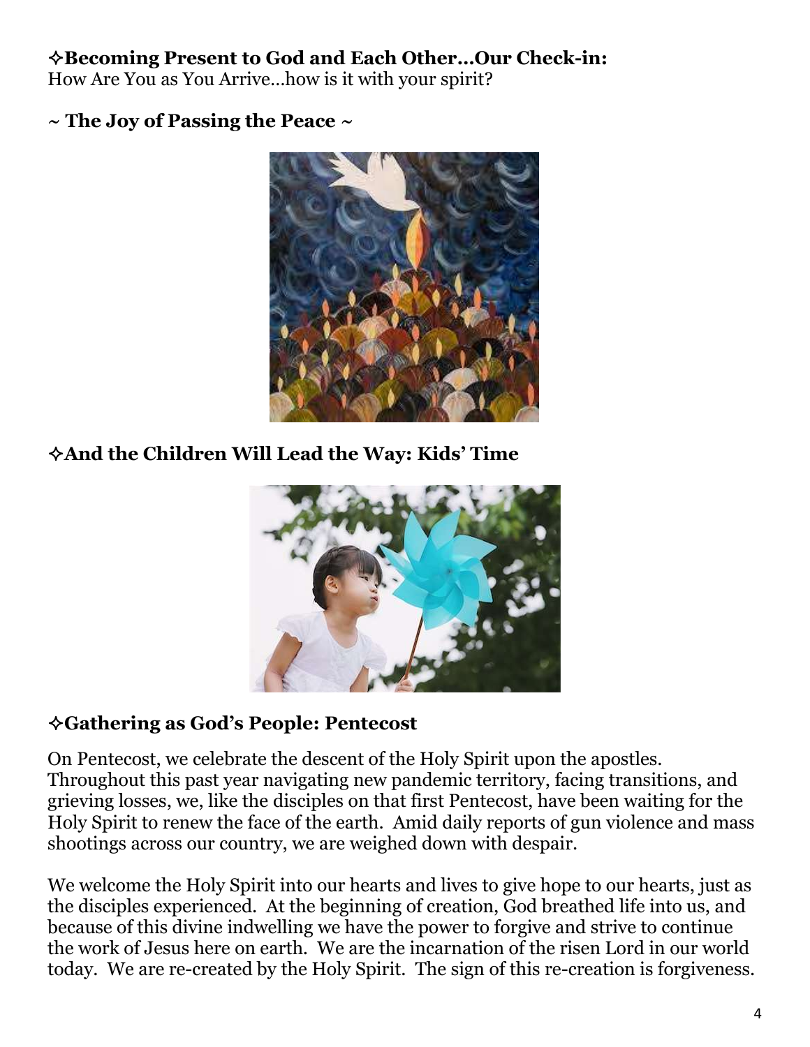**✧Becoming Present to God and Each Other…Our Check-in:**
How Are You as You Arrive…how is it with your spirit?

**~ The Joy of Passing the Peace ~**

**✧And the Children Will Lead the Way: Kids' Time**

**✧Gathering as God's People: Pentecost**

On Pentecost, we celebrate the descent of the Holy Spirit upon the apostles. Throughout this past year navigating new pandemic territory, facing transitions, and grieving losses, we, like the disciples on that first Pentecost, have been waiting for the Holy Spirit to renew the face of the earth. Amid daily reports of gun violence and mass shootings across our country, we are weighed down with despair.

We welcome the Holy Spirit into our hearts and lives to give hope to our hearts, just as the disciples experienced. At the beginning of creation, God breathed life into us, and because of this divine indwelling we have the power to forgive and strive to continue the work of Jesus here on earth. We are the incarnation of the risen Lord in our world today. We are re-created by the Holy Spirit. The sign of this re-creation is forgiveness.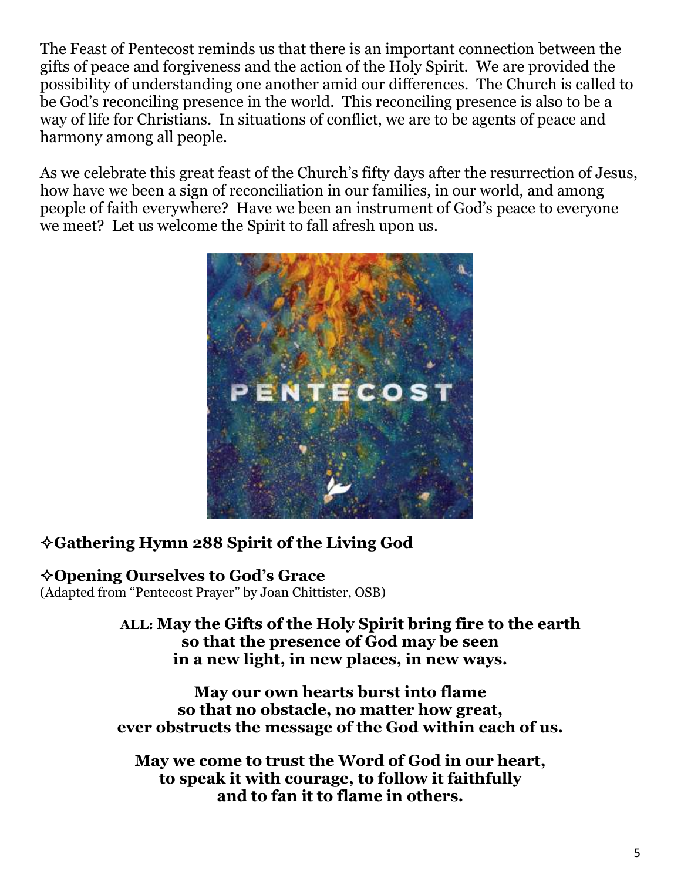The Feast of Pentecost reminds us that there is an important connection between the gifts of peace and forgiveness and the action of the Holy Spirit. We are provided the possibility of understanding one another amid our differences. The Church is called to be God's reconciling presence in the world. This reconciling presence is also to be a way of life for Christians. In situations of conflict, we are to be agents of peace and harmony among all people.

As we celebrate this great feast of the Church's fifty days after the resurrection of Jesus, how have we been a sign of reconciliation in our families, in our world, and among people of faith everywhere? Have we been an instrument of God's peace to everyone we meet? Let us welcome the Spirit to fall afresh upon us.

### ✧Gathering Hymn 288 Spirit of the Living God

### ✧Opening Ourselves to God's Grace

(Adapted from "Pentecost Prayer" by Joan Chittister, OSB)

**ALL: May the Gifts of the Holy Spirit bring fire to the earth**
**so that the presence of God may be seen**
**in a new light, in new places, in new ways.**

**May our own hearts burst into flame**
**so that no obstacle, no matter how great,**
**ever obstructs the message of the God within each of us.**

**May we come to trust the Word of God in our heart,**
**to speak it with courage, to follow it faithfully**
**and to fan it to flame in others.**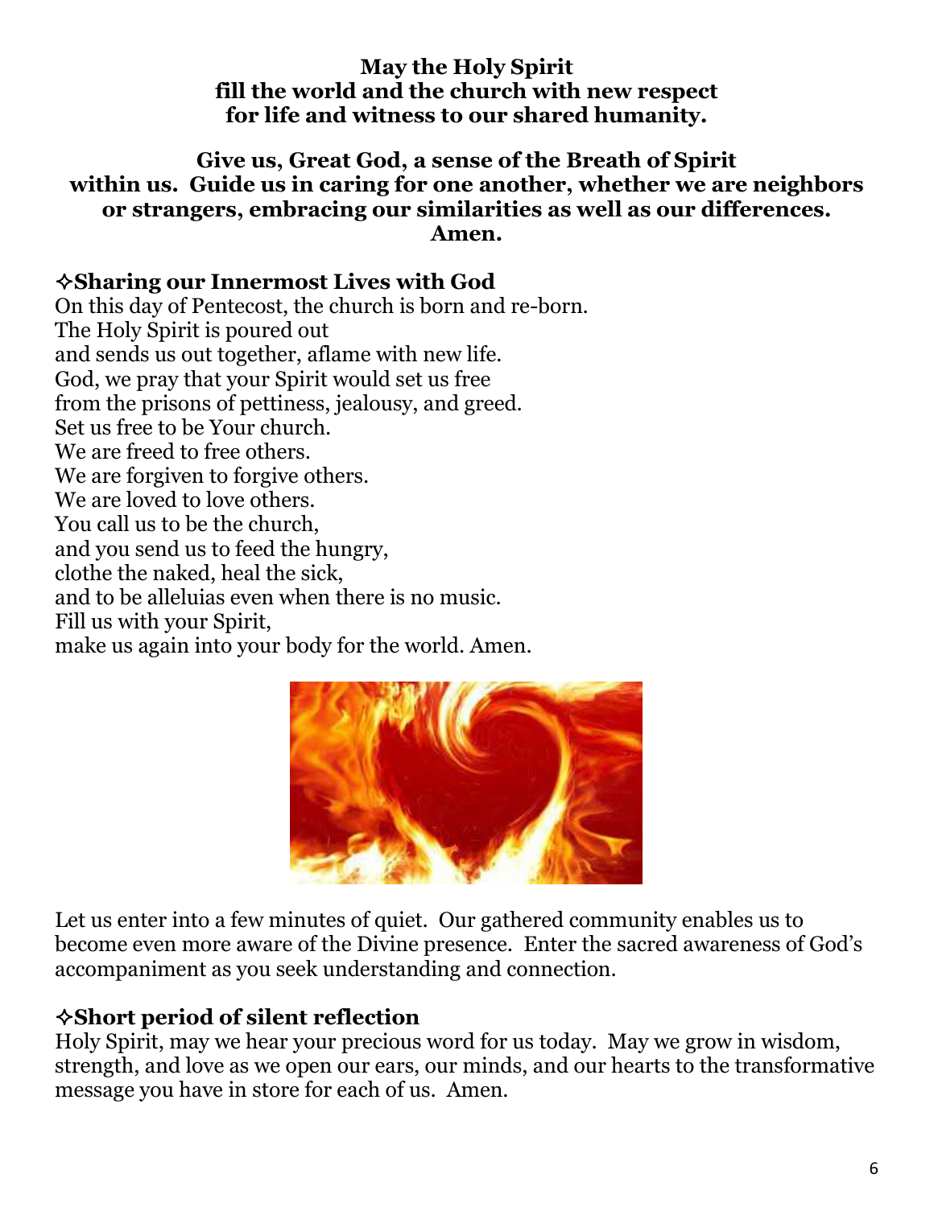**May the Holy Spirit**
**fill the world and the church with new respect**
**for life and witness to our shared humanity.**

**Give us, Great God, a sense of the Breath of Spirit within us. Guide us in caring for one another, whether we are neighbors or strangers, embracing our similarities as well as our differences. Amen.**

### ✧Sharing our Innermost Lives with God

On this day of Pentecost, the church is born and re-born.
The Holy Spirit is poured out
and sends us out together, aflame with new life.
God, we pray that your Spirit would set us free
from the prisons of pettiness, jealousy, and greed.
Set us free to be Your church.
We are freed to free others.
We are forgiven to forgive others.
We are loved to love others.
You call us to be the church,
and you send us to feed the hungry,
clothe the naked, heal the sick,
and to be alleluias even when there is no music.
Fill us with your Spirit,
make us again into your body for the world. Amen.

Let us enter into a few minutes of quiet. Our gathered community enables us to become even more aware of the Divine presence. Enter the sacred awareness of God's accompaniment as you seek understanding and connection.

### ✧Short period of silent reflection

Holy Spirit, may we hear your precious word for us today. May we grow in wisdom, strength, and love as we open our ears, our minds, and our hearts to the transformative message you have in store for each of us. Amen.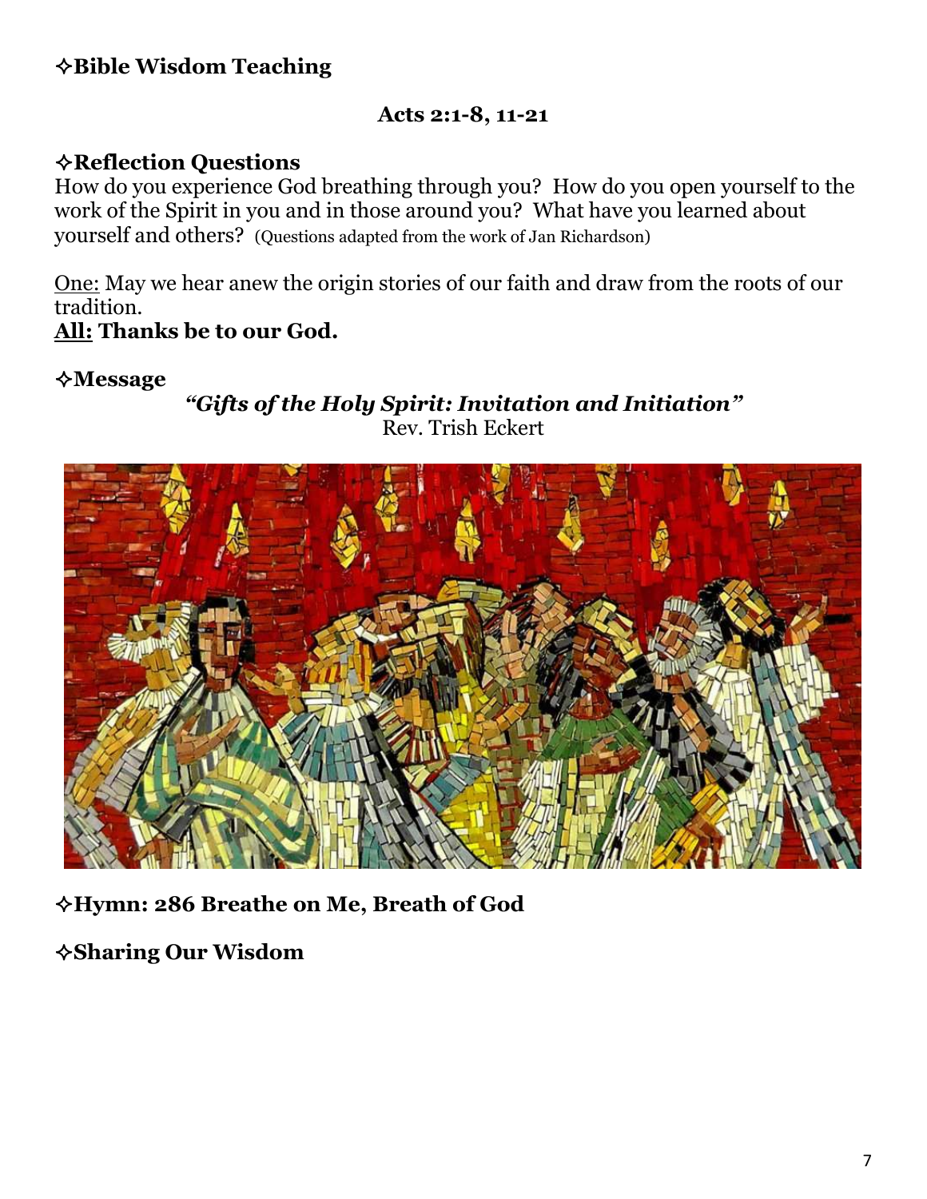**✧Bible Wisdom Teaching**

**Acts 2:1-8, 11-21**

**✧Reflection Questions**

How do you experience God breathing through you? How do you open yourself to the work of the Spirit in you and in those around you? What have you learned about yourself and others? (Questions adapted from the work of Jan Richardson)

One: May we hear anew the origin stories of our faith and draw from the roots of our tradition.

**All: Thanks be to our God.**

**✧Message**

***"Gifts of the Holy Spirit: Invitation and Initiation"***

Rev. Trish Eckert

**✧Hymn: 286 Breathe on Me, Breath of God**

**✧Sharing Our Wisdom**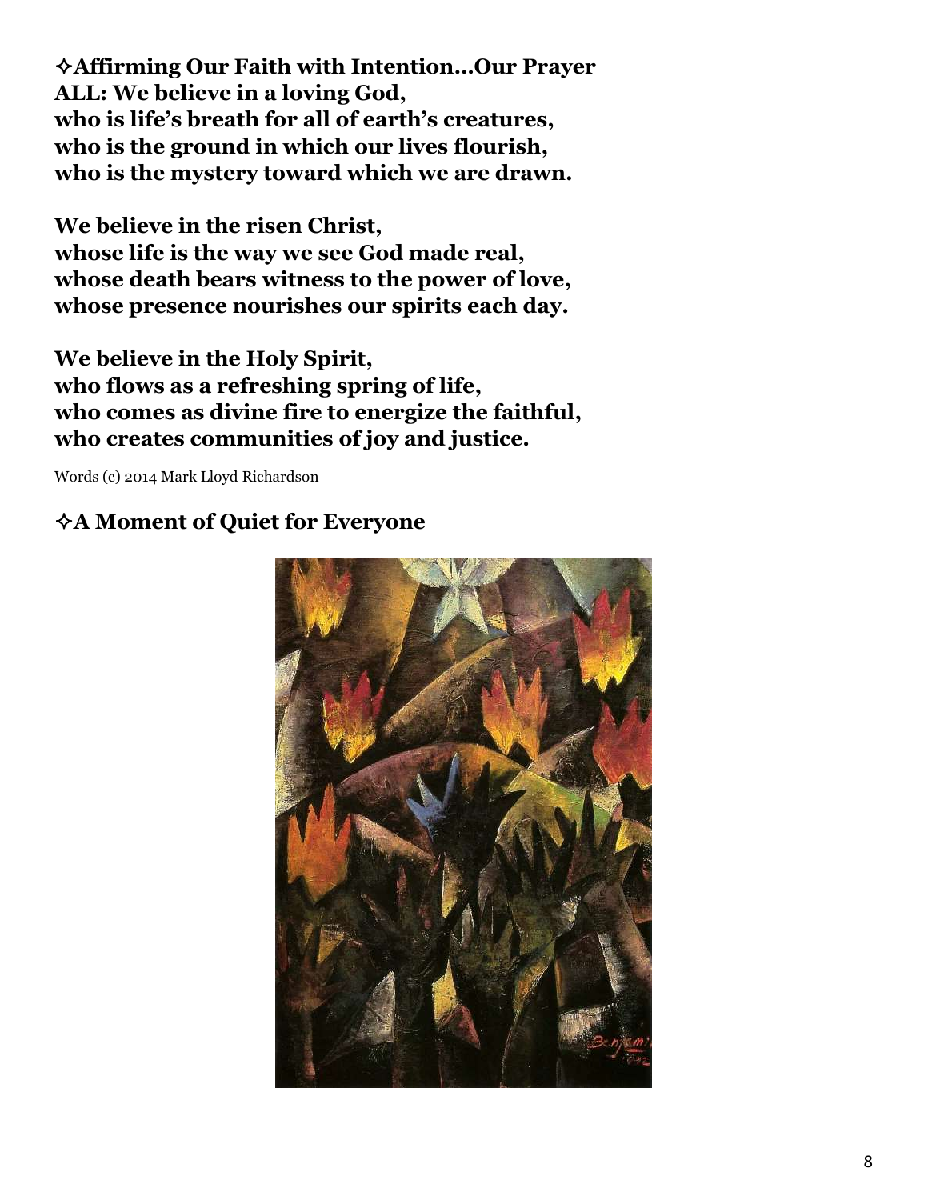**✧Affirming Our Faith with Intention…Our Prayer**
**ALL: We believe in a loving God,**
**who is life's breath for all of earth's creatures,**
**who is the ground in which our lives flourish,**
**who is the mystery toward which we are drawn.**

**We believe in the risen Christ,**
**whose life is the way we see God made real,**
**whose death bears witness to the power of love,**
**whose presence nourishes our spirits each day.**

**We believe in the Holy Spirit,**
**who flows as a refreshing spring of life,**
**who comes as divine fire to energize the faithful,**
**who creates communities of joy and justice.**

Words (c) 2014 Mark Lloyd Richardson

**✧A Moment of Quiet for Everyone**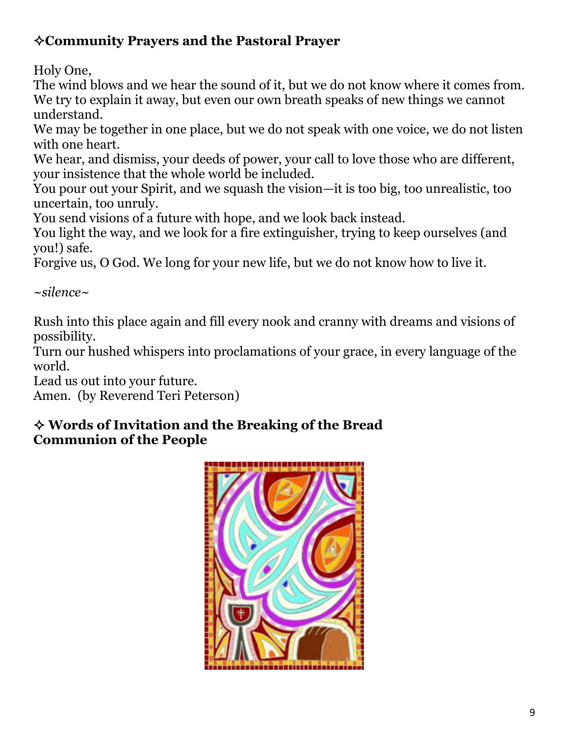### ✧Community Prayers and the Pastoral Prayer

Holy One,  
The wind blows and we hear the sound of it, but we do not know where it comes from.  
We try to explain it away, but even our own breath speaks of new things we cannot understand.  
We may be together in one place, but we do not speak with one voice, we do not listen with one heart.  
We hear, and dismiss, your deeds of power, your call to love those who are different, your insistence that the whole world be included.  
You pour out your Spirit, and we squash the vision—it is too big, too unrealistic, too uncertain, too unruly.  
You send visions of a future with hope, and we look back instead.  
You light the way, and we look for a fire extinguisher, trying to keep ourselves (and you!) safe.  
Forgive us, O God. We long for your new life, but we do not know how to live it.

*~silence~*

Rush into this place again and fill every nook and cranny with dreams and visions of possibility.  
Turn our hushed whispers into proclamations of your grace, in every language of the world.  
Lead us out into your future.  
Amen. (by Reverend Teri Peterson)

### ✧ Words of Invitation and the Breaking of the Bread
### Communion of the People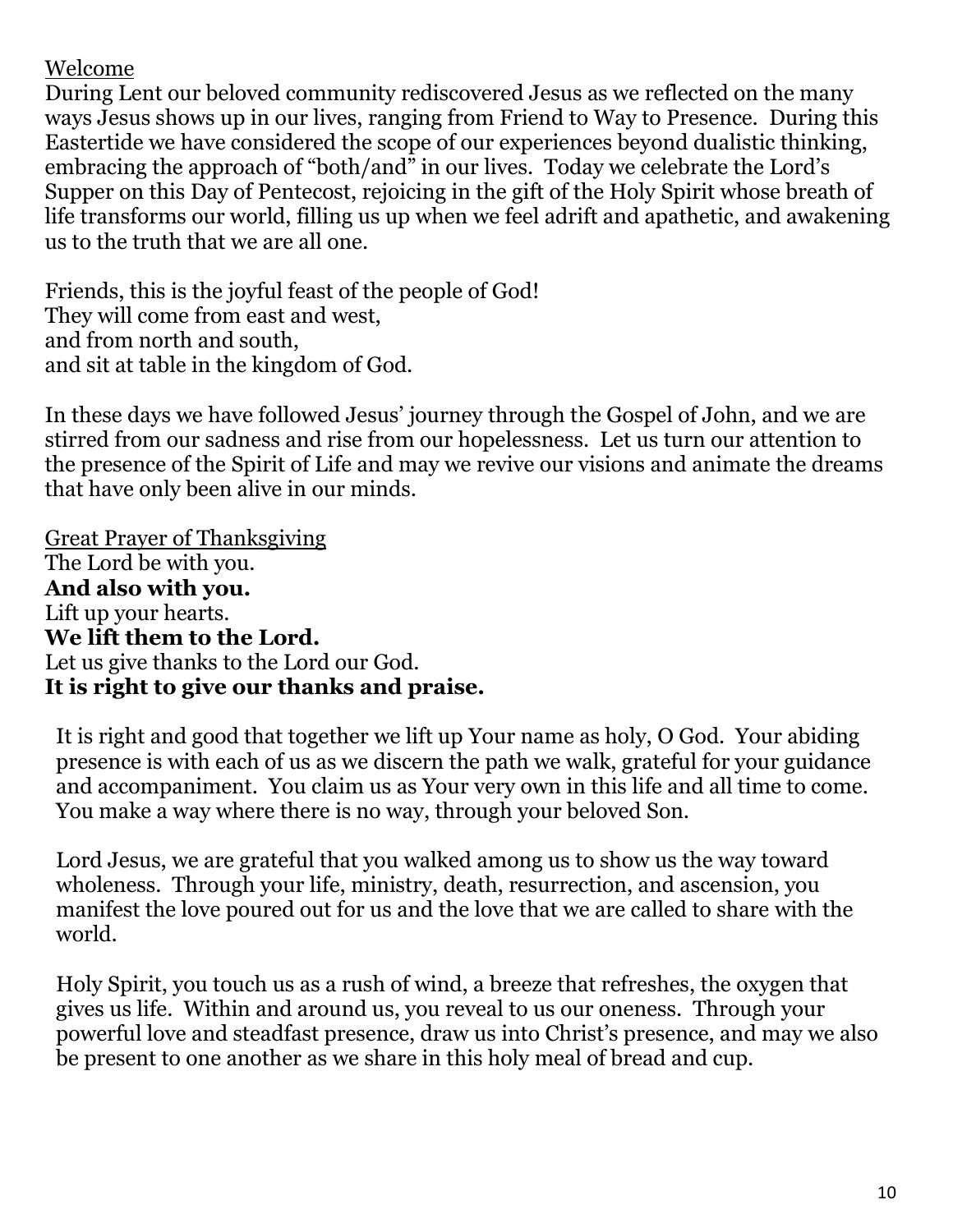Welcome

During Lent our beloved community rediscovered Jesus as we reflected on the many ways Jesus shows up in our lives, ranging from Friend to Way to Presence. During this Eastertide we have considered the scope of our experiences beyond dualistic thinking, embracing the approach of "both/and" in our lives. Today we celebrate the Lord's Supper on this Day of Pentecost, rejoicing in the gift of the Holy Spirit whose breath of life transforms our world, filling us up when we feel adrift and apathetic, and awakening us to the truth that we are all one.

Friends, this is the joyful feast of the people of God!
They will come from east and west,
and from north and south,
and sit at table in the kingdom of God.

In these days we have followed Jesus' journey through the Gospel of John, and we are stirred from our sadness and rise from our hopelessness. Let us turn our attention to the presence of the Spirit of Life and may we revive our visions and animate the dreams that have only been alive in our minds.

Great Prayer of Thanksgiving

The Lord be with you.
**And also with you.**
Lift up your hearts.
**We lift them to the Lord.**
Let us give thanks to the Lord our God.
**It is right to give our thanks and praise.**

It is right and good that together we lift up Your name as holy, O God. Your abiding presence is with each of us as we discern the path we walk, grateful for your guidance and accompaniment. You claim us as Your very own in this life and all time to come. You make a way where there is no way, through your beloved Son.

Lord Jesus, we are grateful that you walked among us to show us the way toward wholeness. Through your life, ministry, death, resurrection, and ascension, you manifest the love poured out for us and the love that we are called to share with the world.

Holy Spirit, you touch us as a rush of wind, a breeze that refreshes, the oxygen that gives us life. Within and around us, you reveal to us our oneness. Through your powerful love and steadfast presence, draw us into Christ's presence, and may we also be present to one another as we share in this holy meal of bread and cup.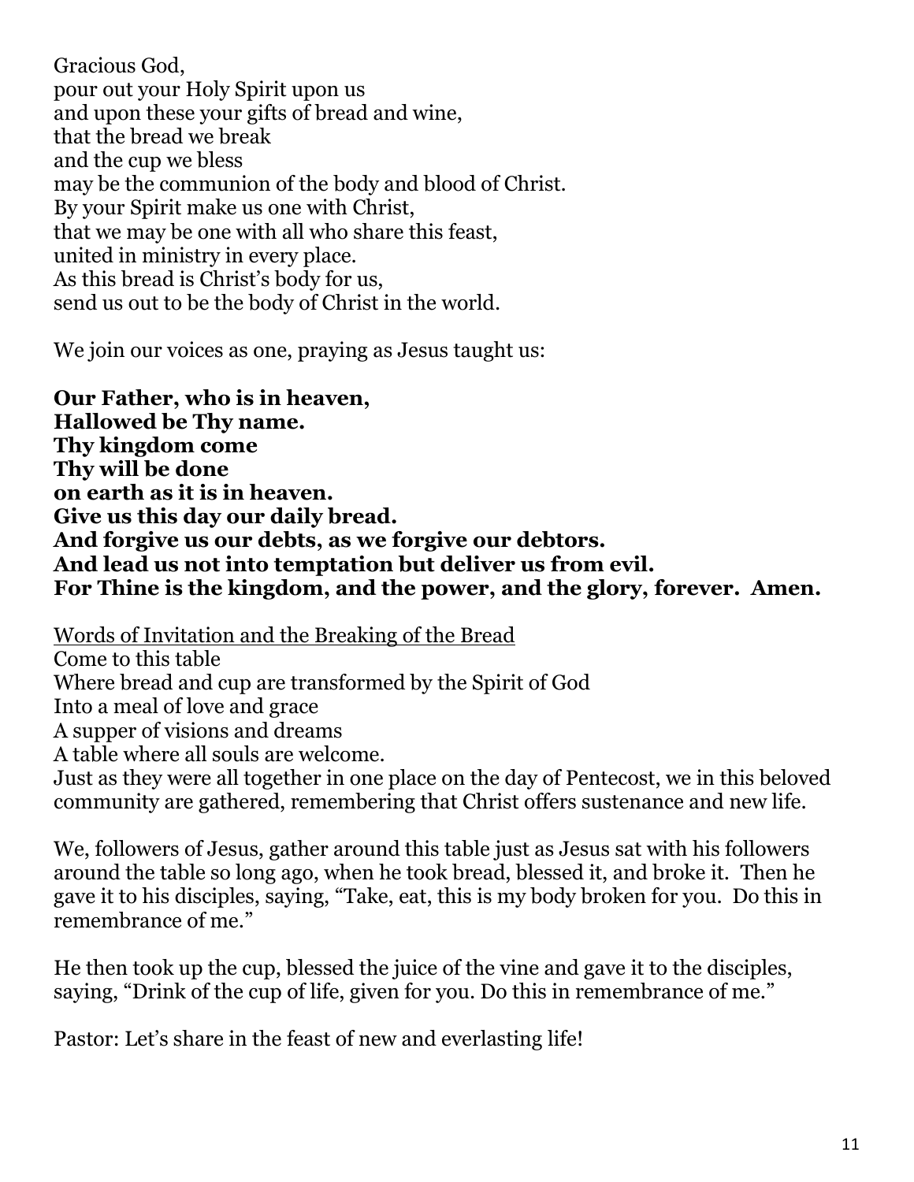Gracious God,
pour out your Holy Spirit upon us
and upon these your gifts of bread and wine,
that the bread we break
and the cup we bless
may be the communion of the body and blood of Christ.
By your Spirit make us one with Christ,
that we may be one with all who share this feast,
united in ministry in every place.
As this bread is Christ's body for us,
send us out to be the body of Christ in the world.

We join our voices as one, praying as Jesus taught us:

**Our Father, who is in heaven,**
**Hallowed be Thy name.**
**Thy kingdom come**
**Thy will be done**
**on earth as it is in heaven.**
**Give us this day our daily bread.**
**And forgive us our debts, as we forgive our debtors.**
**And lead us not into temptation but deliver us from evil.**
**For Thine is the kingdom, and the power, and the glory, forever. Amen.**

<u>Words of Invitation and the Breaking of the Bread</u>
Come to this table
Where bread and cup are transformed by the Spirit of God
Into a meal of love and grace
A supper of visions and dreams
A table where all souls are welcome.
Just as they were all together in one place on the day of Pentecost, we in this beloved community are gathered, remembering that Christ offers sustenance and new life.

We, followers of Jesus, gather around this table just as Jesus sat with his followers around the table so long ago, when he took bread, blessed it, and broke it. Then he gave it to his disciples, saying, "Take, eat, this is my body broken for you. Do this in remembrance of me."

He then took up the cup, blessed the juice of the vine and gave it to the disciples, saying, "Drink of the cup of life, given for you. Do this in remembrance of me."

Pastor: Let's share in the feast of new and everlasting life!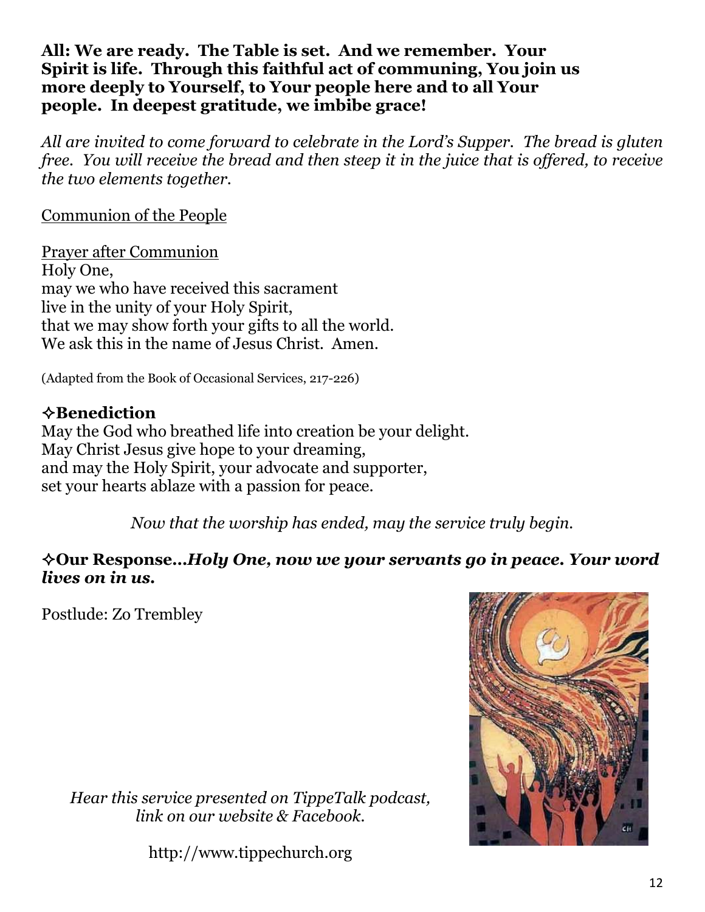**All: We are ready. The Table is set. And we remember. Your Spirit is life. Through this faithful act of communing, You join us more deeply to Yourself, to Your people here and to all Your people. In deepest gratitude, we imbibe grace!**

*All are invited to come forward to celebrate in the Lord's Supper. The bread is gluten free. You will receive the bread and then steep it in the juice that is offered, to receive the two elements together.*

<u>Communion of the People</u>

<u>Prayer after Communion</u>
Holy One,
may we who have received this sacrament
live in the unity of your Holy Spirit,
that we may show forth your gifts to all the world.
We ask this in the name of Jesus Christ. Amen.

(Adapted from the Book of Occasional Services, 217-226)

**✧Benediction**
May the God who breathed life into creation be your delight.
May Christ Jesus give hope to your dreaming,
and may the Holy Spirit, your advocate and supporter,
set your hearts ablaze with a passion for peace.

*Now that the worship has ended, may the service truly begin.*

**✧Our Response...*Holy One, now we your servants go in peace. Your word lives on in us.***

Postlude: Zo Trembley

*Hear this service presented on TippeTalk podcast, link on our website & Facebook.*

http://www.tippechurch.org